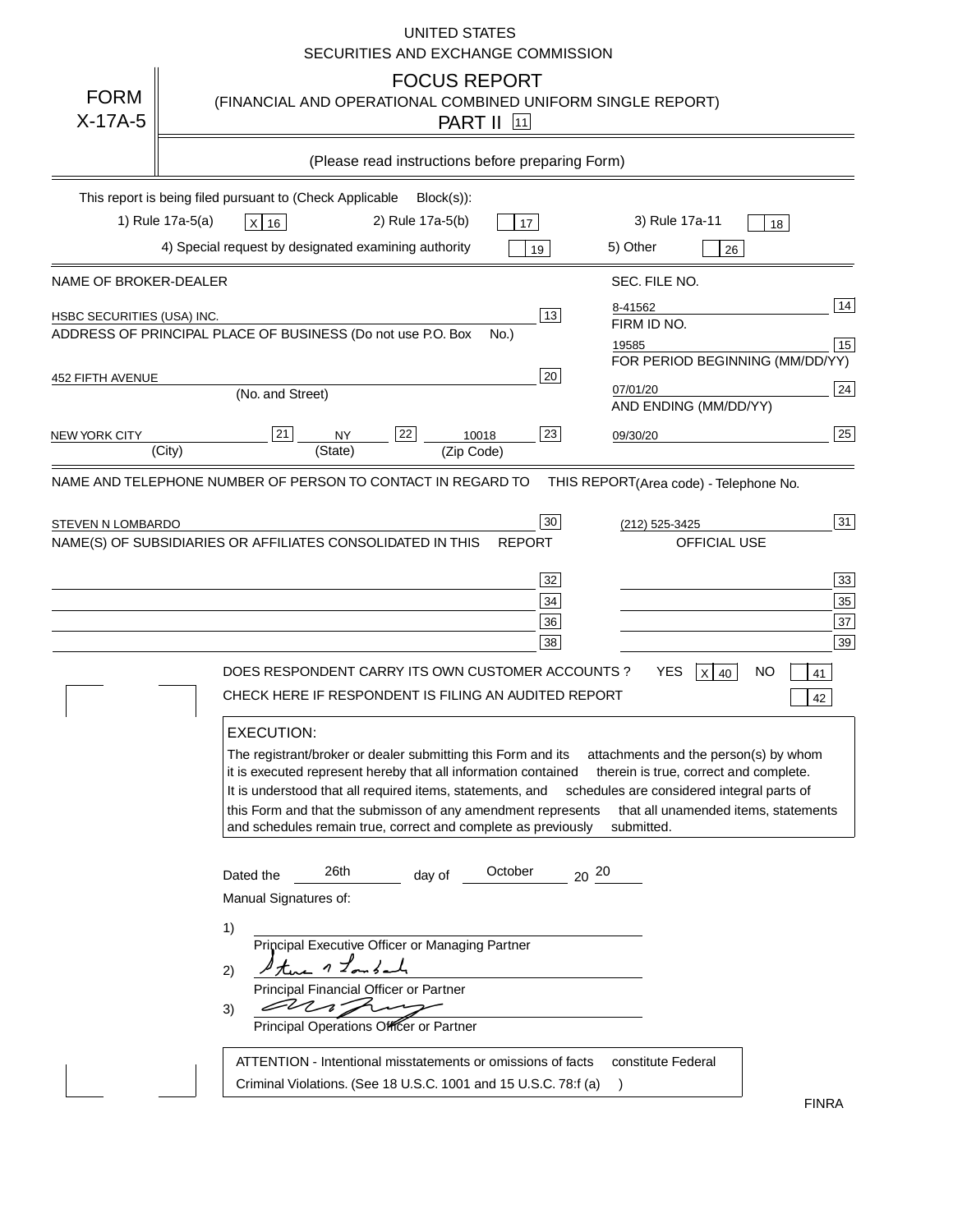UNITED STATES
SECURITIES AND EXCHANGE COMMISSION

# FORM X-17A-5

## FOCUS REPORT
(FINANCIAL AND OPERATIONAL COMBINED UNIFORM SINGLE REPORT)
PART II [11]

(Please read instructions before preparing Form)

This report is being filed pursuant to (Check Applicable Block(s)):

1) Rule 17a-5(a) [X] 16 2) Rule 17a-5(b) [ ] 17 3) Rule 17a-11 [ ] 18

4) Special request by designated examining authority [ ] 19 5) Other [ ] 26

| | |
|---|---|
| NAME OF BROKER-DEALER | SEC. FILE NO. |
| HSBC SECURITIES (USA) INC. [13] | 8-41562 [14] |
| ADDRESS OF PRINCIPAL PLACE OF BUSINESS (Do not use P.O. Box No.) | FIRM ID NO. |
| | 19585 [15] |
| 452 FIFTH AVENUE [20] (No. and Street) | FOR PERIOD BEGINNING (MM/DD/YY) |
| | 07/01/20 [24] |
| | AND ENDING (MM/DD/YY) |
| NEW YORK CITY [21] (City) NY [22] (State) 10018 [23] (Zip Code) | 09/30/20 [25] |

NAME AND TELEPHONE NUMBER OF PERSON TO CONTACT IN REGARD TO THIS REPORT (Area code) - Telephone No.

STEVEN N LOMBARDO [30] (212) 525-3425 [31]

NAME(S) OF SUBSIDIARIES OR AFFILIATES CONSOLIDATED IN THIS REPORT — OFFICIAL USE

| | | | |
|---|---|---|---|
| | [32] | | [33] |
| | [34] | | [35] |
| | [36] | | [37] |
| | [38] | | [39] |

DOES RESPONDENT CARRY ITS OWN CUSTOMER ACCOUNTS ? YES [X] 40 NO [ ] 41

CHECK HERE IF RESPONDENT IS FILING AN AUDITED REPORT [ ] 42

**EXECUTION:**

The registrant/broker or dealer submitting this Form and its attachments and the person(s) by whom it is executed represent hereby that all information contained therein is true, correct and complete. It is understood that all required items, statements, and schedules are considered integral parts of this Form and that the submisson of any amendment represents that all unamended items, statements and schedules remain true, correct and complete as previously submitted.

Dated the 26th day of October 20 20

Manual Signatures of:

1) ______________________
Principal Executive Officer or Managing Partner

2) [signature]
Principal Financial Officer or Partner

3) [signature]
Principal Operations Officer or Partner

ATTENTION - Intentional misstatements or omissions of facts constitute Federal Criminal Violations. (See 18 U.S.C. 1001 and 15 U.S.C. 78:f (a) )

FINRA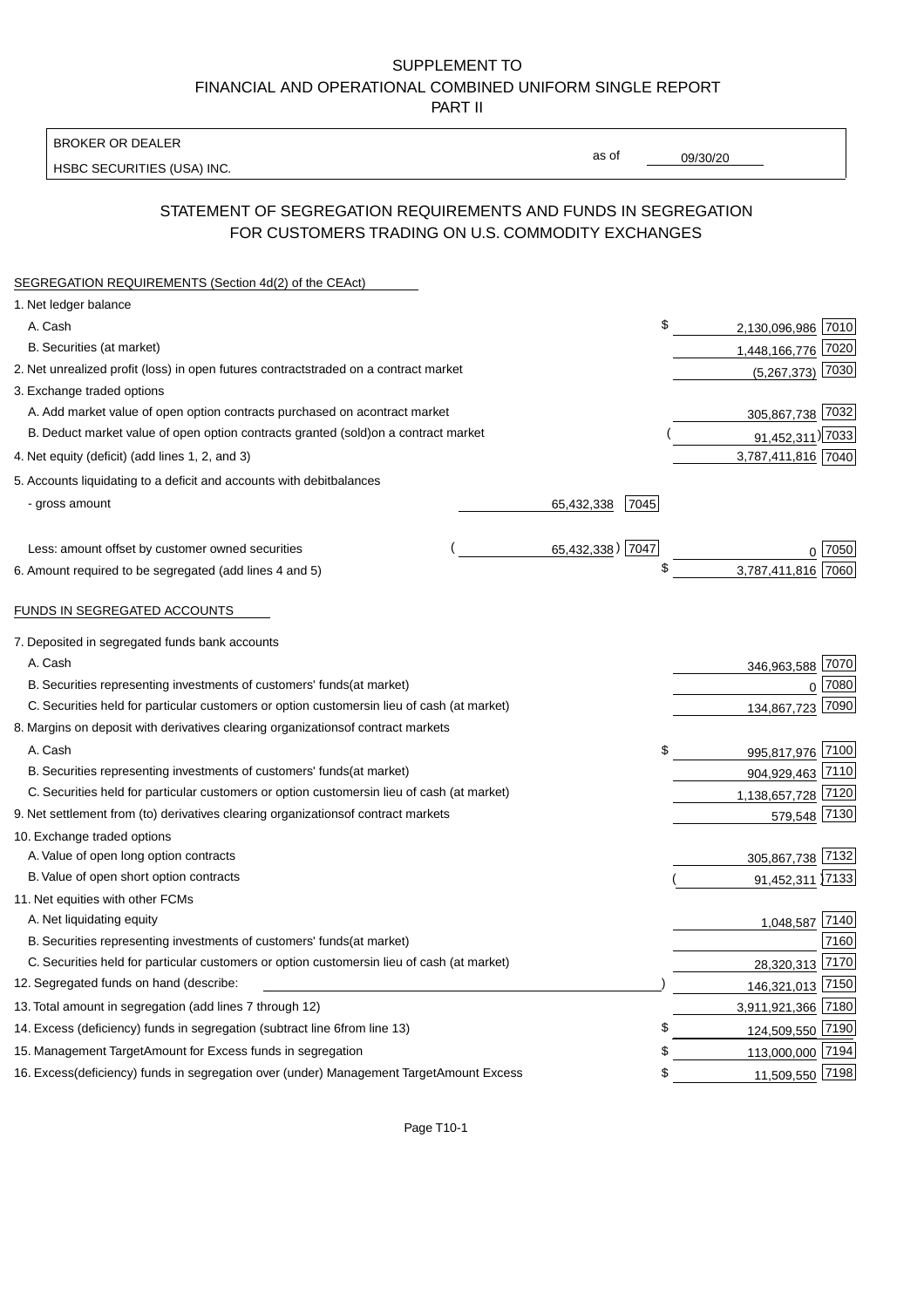SUPPLEMENT TO
FINANCIAL AND OPERATIONAL COMBINED UNIFORM SINGLE REPORT
PART II

BROKER OR DEALER
HSBC SECURITIES (USA) INC.

as of 09/30/20

## STATEMENT OF SEGREGATION REQUIREMENTS AND FUNDS IN SEGREGATION FOR CUSTOMERS TRADING ON U.S. COMMODITY EXCHANGES

SEGREGATION REQUIREMENTS (Section 4d(2) of the CEAct)

| Item | | | | Amount | Code |
|---|---|---|---|---|---|
| 1. Net ledger balance | | | | | |
| A. Cash | | | $ | 2,130,096,986 | 7010 |
| B. Securities (at market) | | | | 1,448,166,776 | 7020 |
| 2. Net unrealized profit (loss) in open futures contracts traded on a contract market | | | | (5,267,373) | 7030 |
| 3. Exchange traded options | | | | | |
| A. Add market value of open option contracts purchased on a contract market | | | | 305,867,738 | 7032 |
| B. Deduct market value of open option contracts granted (sold) on a contract market | | | | (91,452,311) | 7033 |
| 4. Net equity (deficit) (add lines 1, 2, and 3) | | | | 3,787,411,816 | 7040 |
| 5. Accounts liquidating to a deficit and accounts with debit balances | | | | | |
| - gross amount | 65,432,338 | 7045 | | | |
| Less: amount offset by customer owned securities | (65,432,338) | 7047 | | 0 | 7050 |
| 6. Amount required to be segregated (add lines 4 and 5) | | | $ | 3,787,411,816 | 7060 |

FUNDS IN SEGREGATED ACCOUNTS

| Item | | Amount | Code |
|---|---|---|---|
| 7. Deposited in segregated funds bank accounts | | | |
| A. Cash | | 346,963,588 | 7070 |
| B. Securities representing investments of customers' funds (at market) | | 0 | 7080 |
| C. Securities held for particular customers or option customers in lieu of cash (at market) | | 134,867,723 | 7090 |
| 8. Margins on deposit with derivatives clearing organizations of contract markets | | | |
| A. Cash | $ | 995,817,976 | 7100 |
| B. Securities representing investments of customers' funds (at market) | | 904,929,463 | 7110 |
| C. Securities held for particular customers or option customers in lieu of cash (at market) | | 1,138,657,728 | 7120 |
| 9. Net settlement from (to) derivatives clearing organizations of contract markets | | 579,548 | 7130 |
| 10. Exchange traded options | | | |
| A. Value of open long option contracts | | 305,867,738 | 7132 |
| B. Value of open short option contracts | | (91,452,311) | 7133 |
| 11. Net equities with other FCMs | | | |
| A. Net liquidating equity | | 1,048,587 | 7140 |
| B. Securities representing investments of customers' funds (at market) | | | 7160 |
| C. Securities held for particular customers or option customers in lieu of cash (at market) | | 28,320,313 | 7170 |
| 12. Segregated funds on hand (describe: ) | | 146,321,013 | 7150 |
| 13. Total amount in segregation (add lines 7 through 12) | | 3,911,921,366 | 7180 |
| 14. Excess (deficiency) funds in segregation (subtract line 6 from line 13) | $ | 124,509,550 | 7190 |
| 15. Management Target Amount for Excess funds in segregation | $ | 113,000,000 | 7194 |
| 16. Excess (deficiency) funds in segregation over (under) Management Target Amount Excess | $ | 11,509,550 | 7198 |

Page T10-1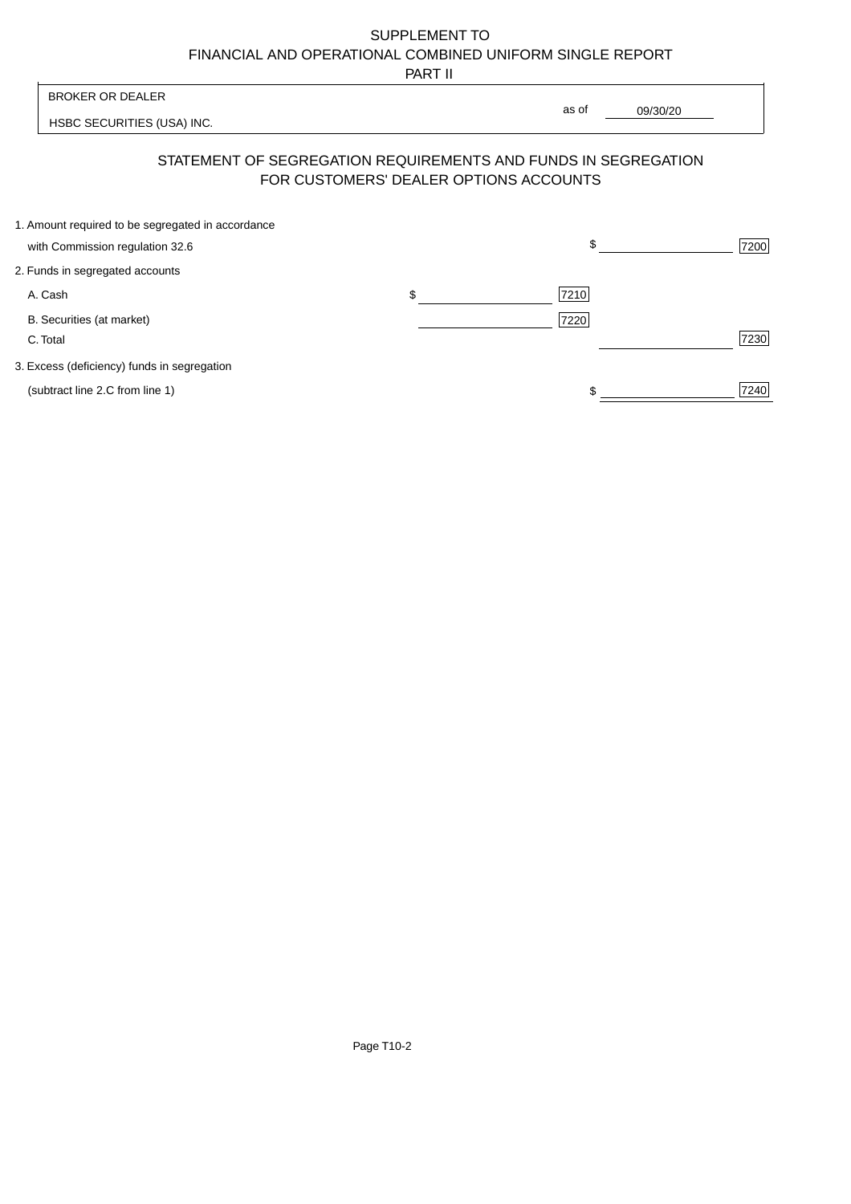SUPPLEMENT TO
FINANCIAL AND OPERATIONAL COMBINED UNIFORM SINGLE REPORT
PART II

| BROKER OR DEALER | | |
|---|---|---|
| HSBC SECURITIES (USA) INC. | as of | 09/30/20 |

## STATEMENT OF SEGREGATION REQUIREMENTS AND FUNDS IN SEGREGATION FOR CUSTOMERS' DEALER OPTIONS ACCOUNTS

| | | | | |
|---|---|---|---|---|
| 1. Amount required to be segregated in accordance with Commission regulation 32.6 | | | $ | 7200 |
| 2. Funds in segregated accounts | | | | |
| A. Cash | $ | 7210 | | |
| B. Securities (at market) | | 7220 | | |
| C. Total | | | | 7230 |
| 3. Excess (deficiency) funds in segregation (subtract line 2.C from line 1) | | | $ | 7240 |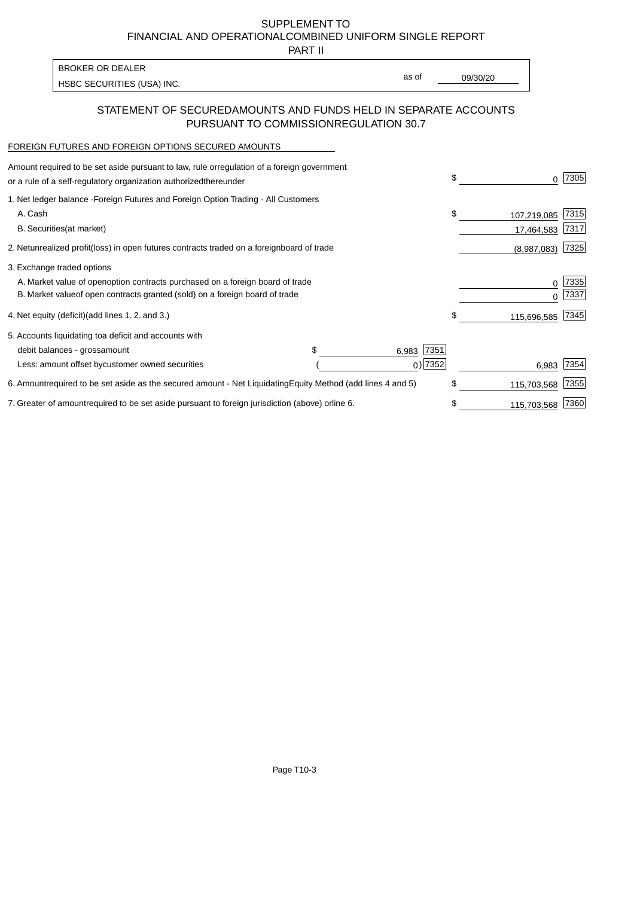SUPPLEMENT TO
FINANCIAL AND OPERATIONAL COMBINED UNIFORM SINGLE REPORT
PART II

BROKER OR DEALER
HSBC SECURITIES (USA) INC.

as of 09/30/20

## STATEMENT OF SECURED AMOUNTS AND FUNDS HELD IN SEPARATE ACCOUNTS PURSUANT TO COMMISSION REGULATION 30.7

FOREIGN FUTURES AND FOREIGN OPTIONS SECURED AMOUNTS

| | | | | |
|---|---|---|---|---|
| Amount required to be set aside pursuant to law, rule or regulation of a foreign government or a rule of a self-regulatory organization authorized thereunder | | | $ 0 | 7305 |
| 1. Net ledger balance - Foreign Futures and Foreign Option Trading - All Customers | | | | |
| A. Cash | | | $ 107,219,085 | 7315 |
| B. Securities (at market) | | | 17,464,583 | 7317 |
| 2. Net unrealized profit (loss) in open futures contracts traded on a foreign board of trade | | | (8,987,083) | 7325 |
| 3. Exchange traded options | | | | |
| A. Market value of open option contracts purchased on a foreign board of trade | | | 0 | 7335 |
| B. Market value of open contracts granted (sold) on a foreign board of trade | | | 0 | 7337 |
| 4. Net equity (deficit) (add lines 1. 2. and 3.) | | | $ 115,696,585 | 7345 |
| 5. Accounts liquidating to a deficit and accounts with | | | | |
| debit balances - gross amount | $ 6,983 | 7351 | | |
| Less: amount offset by customer owned securities | ( 0) | 7352 | 6,983 | 7354 |
| 6. Amount required to be set aside as the secured amount - Net Liquidating Equity Method (add lines 4 and 5) | | | $ 115,703,568 | 7355 |
| 7. Greater of amount required to be set aside pursuant to foreign jurisdiction (above) or line 6. | | | $ 115,703,568 | 7360 |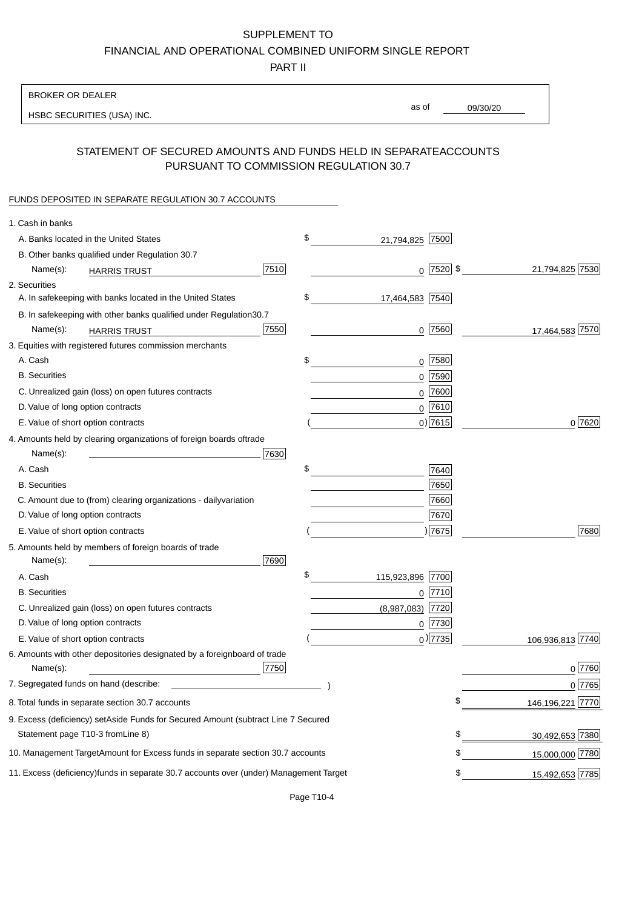SUPPLEMENT TO

FINANCIAL AND OPERATIONAL COMBINED UNIFORM SINGLE REPORT

PART II

BROKER OR DEALER

HSBC SECURITIES (USA) INC.

as of 09/30/20

## STATEMENT OF SECURED AMOUNTS AND FUNDS HELD IN SEPARATE ACCOUNTS PURSUANT TO COMMISSION REGULATION 30.7

FUNDS DEPOSITED IN SEPARATE REGULATION 30.7 ACCOUNTS

| | | | |
|---|---|---|---|
| 1. Cash in banks | | | |
| A. Banks located in the United States | | $ 21,794,825 [7500] | |
| B. Other banks qualified under Regulation 30.7 | | | |
| Name(s): HARRIS TRUST | [7510] | 0 [7520] | $ 21,794,825 [7530] |
| 2. Securities | | | |
| A. In safekeeping with banks located in the United States | | $ 17,464,583 [7540] | |
| B. In safekeeping with other banks qualified under Regulation 30.7 | | | |
| Name(s): HARRIS TRUST | [7550] | 0 [7560] | 17,464,583 [7570] |
| 3. Equities with registered futures commission merchants | | | |
| A. Cash | | $ 0 [7580] | |
| B. Securities | | 0 [7590] | |
| C. Unrealized gain (loss) on open futures contracts | | 0 [7600] | |
| D. Value of long option contracts | | 0 [7610] | |
| E. Value of short option contracts | | ( 0 ) [7615] | 0 [7620] |
| 4. Amounts held by clearing organizations of foreign boards of trade | | | |
| Name(s): | [7630] | | |
| A. Cash | | $ [7640] | |
| B. Securities | | [7650] | |
| C. Amount due to (from) clearing organizations - daily variation | | [7660] | |
| D. Value of long option contracts | | [7670] | |
| E. Value of short option contracts | | ( ) [7675] | [7680] |
| 5. Amounts held by members of foreign boards of trade | | | |
| Name(s): | [7690] | | |
| A. Cash | | $ 115,923,896 [7700] | |
| B. Securities | | 0 [7710] | |
| C. Unrealized gain (loss) on open futures contracts | | (8,987,083) [7720] | |
| D. Value of long option contracts | | 0 [7730] | |
| E. Value of short option contracts | | ( 0 ) [7735] | 106,936,813 [7740] |
| 6. Amounts with other depositories designated by a foreign board of trade | | | |
| Name(s): | [7750] | | 0 [7760] |
| 7. Segregated funds on hand (describe: ) | | | 0 [7765] |
| 8. Total funds in separate section 30.7 accounts | | | $ 146,196,221 [7770] |
| 9. Excess (deficiency) set Aside Funds for Secured Amount (subtract Line 7 Secured Statement page T10-3 from Line 8) | | | $ 30,492,653 [7380] |
| 10. Management Target Amount for Excess funds in separate section 30.7 accounts | | | $ 15,000,000 [7780] |
| 11. Excess (deficiency) funds in separate 30.7 accounts over (under) Management Target | | | $ 15,492,653 [7785] |

Page T10-4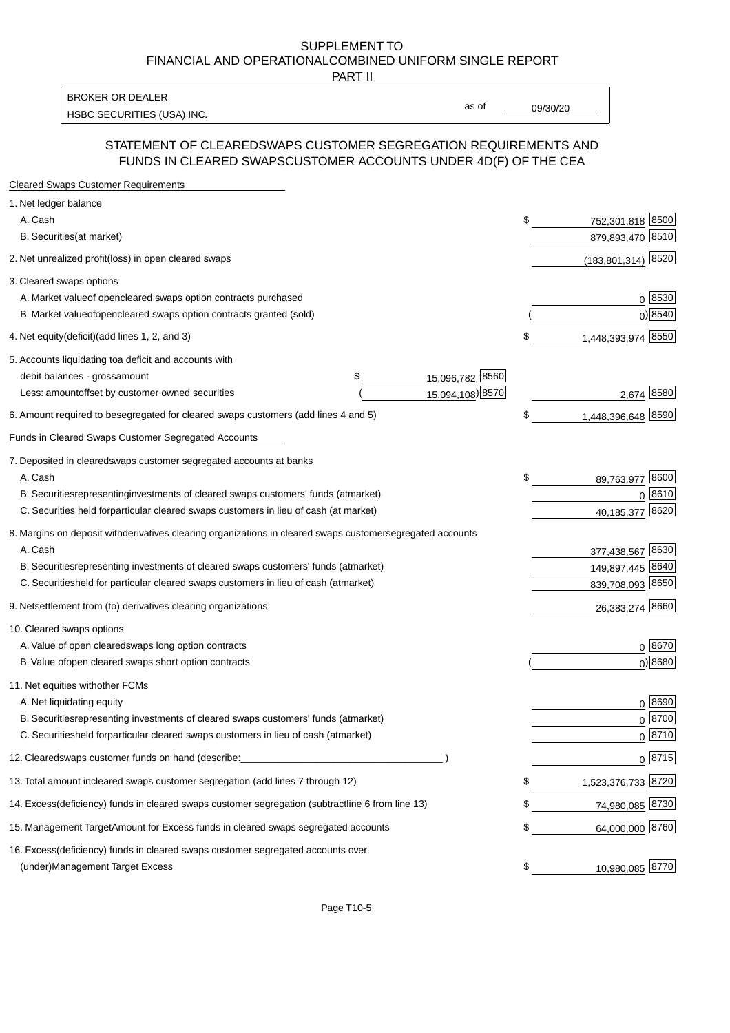SUPPLEMENT TO
FINANCIAL AND OPERATIONAL COMBINED UNIFORM SINGLE REPORT
PART II

| BROKER OR DEALER | | |
|---|---|---|
| HSBC SECURITIES (USA) INC. | as of | 09/30/20 |

## STATEMENT OF CLEARED SWAPS CUSTOMER SEGREGATION REQUIREMENTS AND FUNDS IN CLEARED SWAPS CUSTOMER ACCOUNTS UNDER 4D(F) OF THE CEA

**Cleared Swaps Customer Requirements**

| | | | |
|---|---|---|---|
| 1. Net ledger balance | | | |
| A. Cash | | $ 752,301,818 | 8500 |
| B. Securities (at market) | | 879,893,470 | 8510 |
| 2. Net unrealized profit (loss) in open cleared swaps | | (183,801,314) | 8520 |
| 3. Cleared swaps options | | | |
| A. Market value of open cleared swaps option contracts purchased | | 0 | 8530 |
| B. Market value of open cleared swaps option contracts granted (sold) | | ( 0) | 8540 |
| 4. Net equity (deficit) (add lines 1, 2, and 3) | | $ 1,448,393,974 | 8550 |
| 5. Accounts liquidating to a deficit and accounts with | | | |
| debit balances - gross amount | $ 15,096,782 [8560] | | |
| Less: amount offset by customer owned securities | ( 15,094,108) [8570] | 2,674 | 8580 |
| 6. Amount required to be segregated for cleared swaps customers (add lines 4 and 5) | | $ 1,448,396,648 | 8590 |

**Funds in Cleared Swaps Customer Segregated Accounts**

| | | |
|---|---|---|
| 7. Deposited in cleared swaps customer segregated accounts at banks | | |
| A. Cash | $ 89,763,977 | 8600 |
| B. Securities representing investments of cleared swaps customers' funds (at market) | 0 | 8610 |
| C. Securities held for particular cleared swaps customers in lieu of cash (at market) | 40,185,377 | 8620 |
| 8. Margins on deposit with derivatives clearing organizations in cleared swaps customer segregated accounts | | |
| A. Cash | 377,438,567 | 8630 |
| B. Securities representing investments of cleared swaps customers' funds (at market) | 149,897,445 | 8640 |
| C. Securities held for particular cleared swaps customers in lieu of cash (at market) | 839,708,093 | 8650 |
| 9. Net settlement from (to) derivatives clearing organizations | 26,383,274 | 8660 |
| 10. Cleared swaps options | | |
| A. Value of open cleared swaps long option contracts | 0 | 8670 |
| B. Value of open cleared swaps short option contracts | ( 0) | 8680 |
| 11. Net equities with other FCMs | | |
| A. Net liquidating equity | 0 | 8690 |
| B. Securities representing investments of cleared swaps customers' funds (at market) | 0 | 8700 |
| C. Securities held for particular cleared swaps customers in lieu of cash (at market) | 0 | 8710 |
| 12. Cleared swaps customer funds on hand (describe: ____________________ ) | 0 | 8715 |
| 13. Total amount in cleared swaps customer segregation (add lines 7 through 12) | $ 1,523,376,733 | 8720 |
| 14. Excess (deficiency) funds in cleared swaps customer segregation (subtract line 6 from line 13) | $ 74,980,085 | 8730 |
| 15. Management Target Amount for Excess funds in cleared swaps segregated accounts | $ 64,000,000 | 8760 |
| 16. Excess (deficiency) funds in cleared swaps customer segregated accounts over (under) Management Target Excess | $ 10,980,085 | 8770 |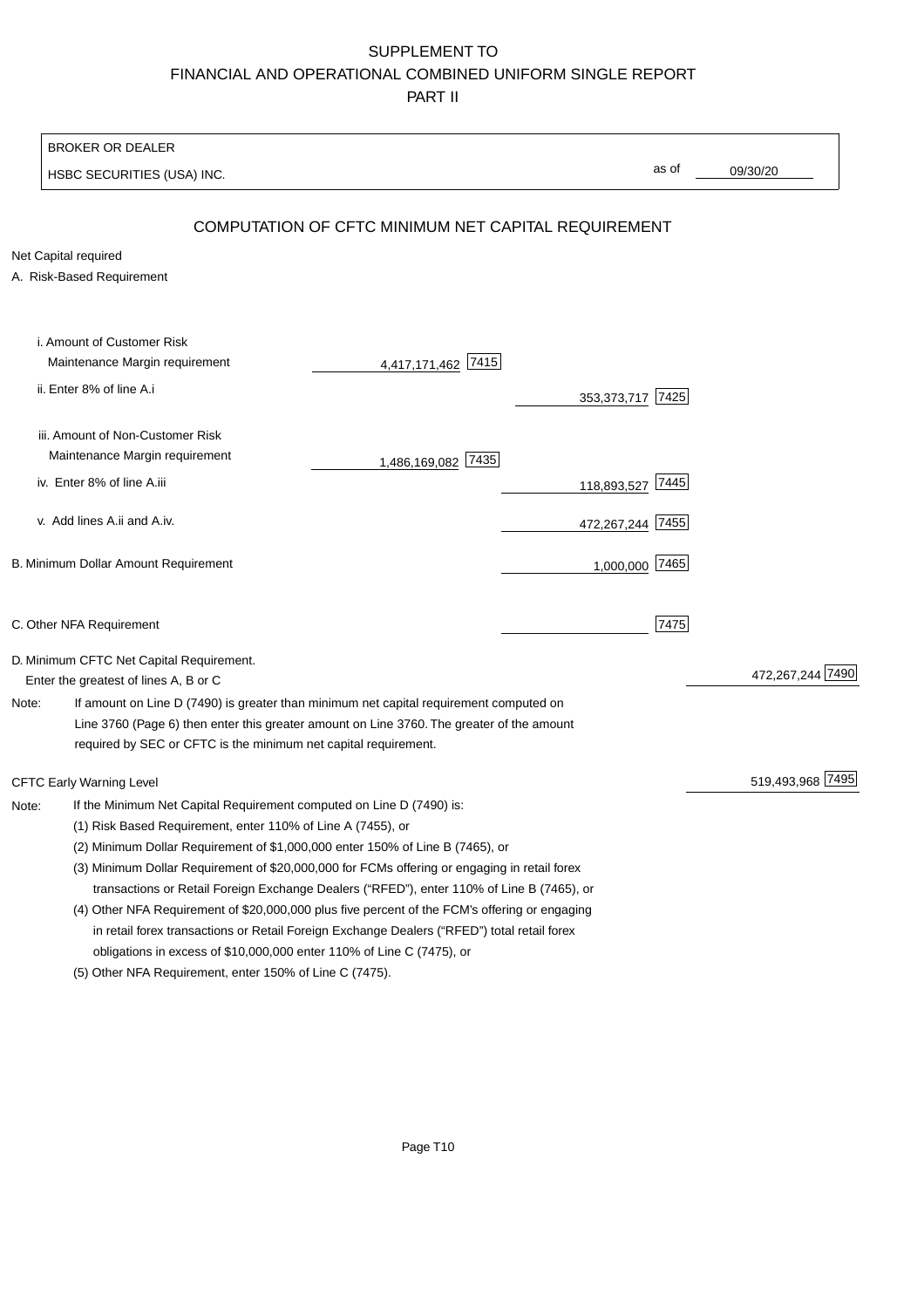# SUPPLEMENT TO
# FINANCIAL AND OPERATIONAL COMBINED UNIFORM SINGLE REPORT
## PART II

| | |
|---|---|
| BROKER OR DEALER | |
| HSBC SECURITIES (USA) INC. | as of 09/30/20 |

## COMPUTATION OF CFTC MINIMUM NET CAPITAL REQUIREMENT

Net Capital required

A. Risk-Based Requirement

| | | | |
|---|---|---|---|
| i. Amount of Customer Risk Maintenance Margin requirement | 4,417,171,462 [7415] | | |
| ii. Enter 8% of line A.i | | 353,373,717 [7425] | |
| iii. Amount of Non-Customer Risk Maintenance Margin requirement | 1,486,169,082 [7435] | | |
| iv. Enter 8% of line A.iii | | 118,893,527 [7445] | |
| v. Add lines A.ii and A.iv. | | 472,267,244 [7455] | |
| B. Minimum Dollar Amount Requirement | | 1,000,000 [7465] | |
| C. Other NFA Requirement | | [7475] | |
| D. Minimum CFTC Net Capital Requirement. Enter the greatest of lines A, B or C | | | 472,267,244 [7490] |

Note: If amount on Line D (7490) is greater than minimum net capital requirement computed on Line 3760 (Page 6) then enter this greater amount on Line 3760. The greater of the amount required by SEC or CFTC is the minimum net capital requirement.

| | |
|---|---|
| CFTC Early Warning Level | 519,493,968 [7495] |

Note: If the Minimum Net Capital Requirement computed on Line D (7490) is:

(1) Risk Based Requirement, enter 110% of Line A (7455), or

(2) Minimum Dollar Requirement of $1,000,000 enter 150% of Line B (7465), or

(3) Minimum Dollar Requirement of $20,000,000 for FCMs offering or engaging in retail forex transactions or Retail Foreign Exchange Dealers ("RFED"), enter 110% of Line B (7465), or

(4) Other NFA Requirement of $20,000,000 plus five percent of the FCM's offering or engaging in retail forex transactions or Retail Foreign Exchange Dealers ("RFED") total retail forex obligations in excess of $10,000,000 enter 110% of Line C (7475), or

(5) Other NFA Requirement, enter 150% of Line C (7475).